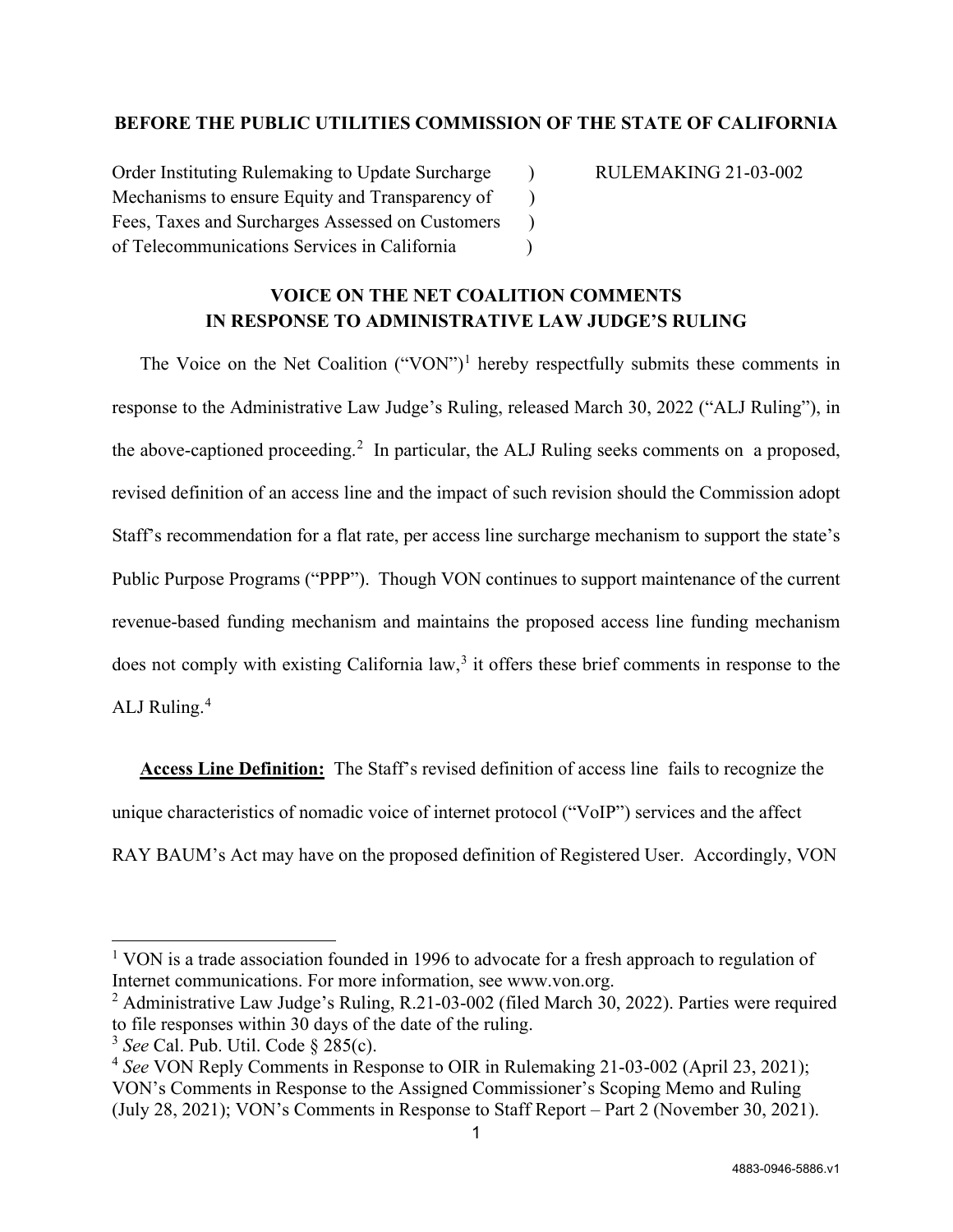**BEFORE THE PUBLIC UTILITIES COMMISSION OF THE STATE OF CALIFORNIA**

| | | |
|---|---|---|
| Order Instituting Rulemaking to Update Surcharge Mechanisms to ensure Equity and Transparency of Fees, Taxes and Surcharges Assessed on Customers of Telecommunications Services in California | ) ) ) ) | RULEMAKING 21-03-002 |

**VOICE ON THE NET COALITION COMMENTS IN RESPONSE TO ADMINISTRATIVE LAW JUDGE'S RULING**

The Voice on the Net Coalition ("VON")[1] hereby respectfully submits these comments in response to the Administrative Law Judge's Ruling, released March 30, 2022 ("ALJ Ruling"), in the above-captioned proceeding.[2] In particular, the ALJ Ruling seeks comments on a proposed, revised definition of an access line and the impact of such revision should the Commission adopt Staff's recommendation for a flat rate, per access line surcharge mechanism to support the state's Public Purpose Programs ("PPP"). Though VON continues to support maintenance of the current revenue-based funding mechanism and maintains the proposed access line funding mechanism does not comply with existing California law,[3] it offers these brief comments in response to the ALJ Ruling.[4]

**Access Line Definition:** The Staff's revised definition of access line fails to recognize the unique characteristics of nomadic voice of internet protocol ("VoIP") services and the affect RAY BAUM's Act may have on the proposed definition of Registered User. Accordingly, VON

---

[1] VON is a trade association founded in 1996 to advocate for a fresh approach to regulation of Internet communications. For more information, see www.von.org.

[2] Administrative Law Judge's Ruling, R.21-03-002 (filed March 30, 2022). Parties were required to file responses within 30 days of the date of the ruling.

[3] *See* Cal. Pub. Util. Code § 285(c).

[4] *See* VON Reply Comments in Response to OIR in Rulemaking 21-03-002 (April 23, 2021); VON's Comments in Response to the Assigned Commissioner's Scoping Memo and Ruling (July 28, 2021); VON's Comments in Response to Staff Report – Part 2 (November 30, 2021).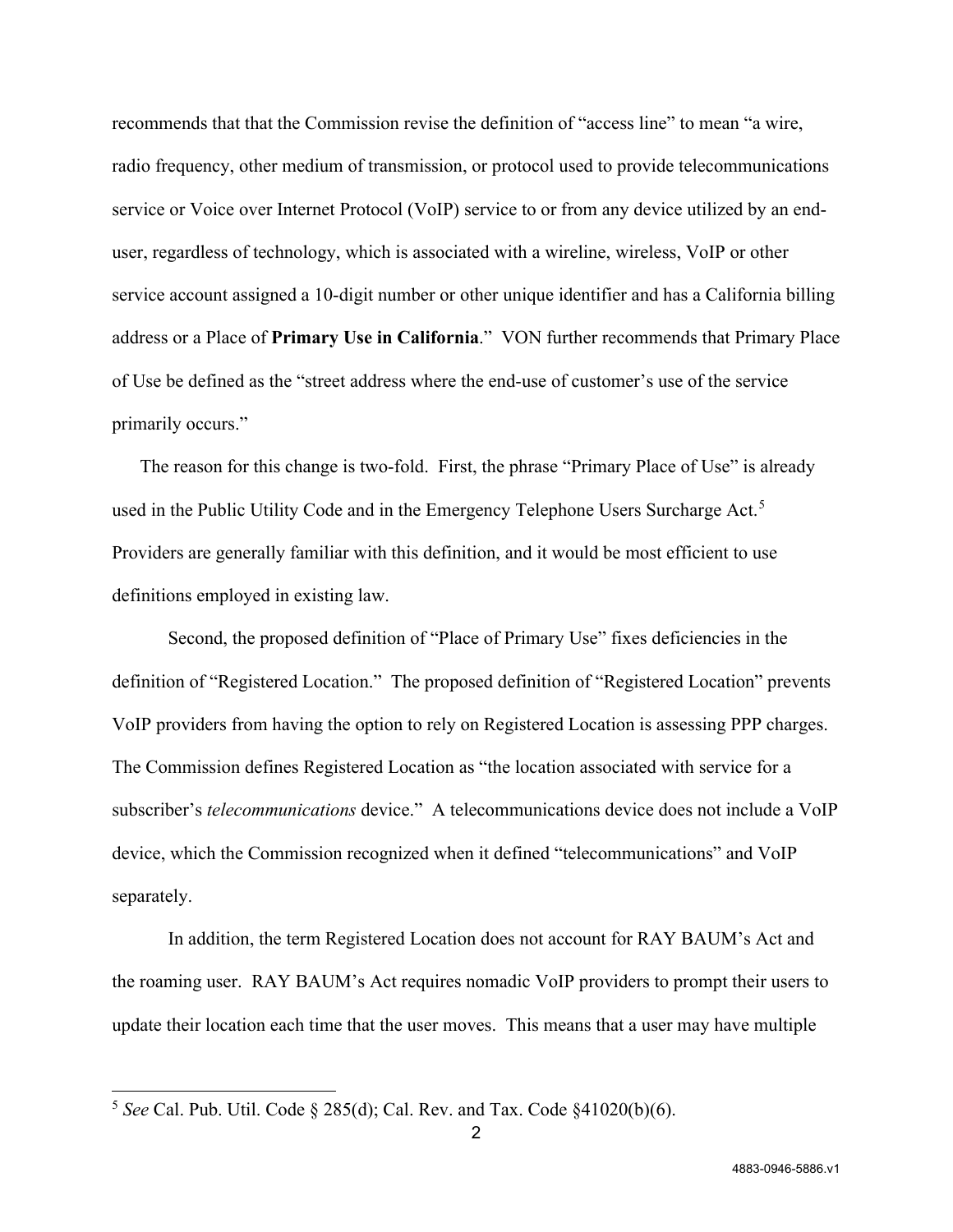recommends that that the Commission revise the definition of "access line" to mean "a wire, radio frequency, other medium of transmission, or protocol used to provide telecommunications service or Voice over Internet Protocol (VoIP) service to or from any device utilized by an end-user, regardless of technology, which is associated with a wireline, wireless, VoIP or other service account assigned a 10-digit number or other unique identifier and has a California billing address or a Place of **Primary Use in California**." VON further recommends that Primary Place of Use be defined as the "street address where the end-use of customer's use of the service primarily occurs."

The reason for this change is two-fold. First, the phrase "Primary Place of Use" is already used in the Public Utility Code and in the Emergency Telephone Users Surcharge Act.[5] Providers are generally familiar with this definition, and it would be most efficient to use definitions employed in existing law.

Second, the proposed definition of "Place of Primary Use" fixes deficiencies in the definition of "Registered Location." The proposed definition of "Registered Location" prevents VoIP providers from having the option to rely on Registered Location is assessing PPP charges. The Commission defines Registered Location as "the location associated with service for a subscriber's *telecommunications* device." A telecommunications device does not include a VoIP device, which the Commission recognized when it defined "telecommunications" and VoIP separately.

In addition, the term Registered Location does not account for RAY BAUM's Act and the roaming user. RAY BAUM's Act requires nomadic VoIP providers to prompt their users to update their location each time that the user moves. This means that a user may have multiple

---

[5] *See* Cal. Pub. Util. Code § 285(d); Cal. Rev. and Tax. Code §41020(b)(6).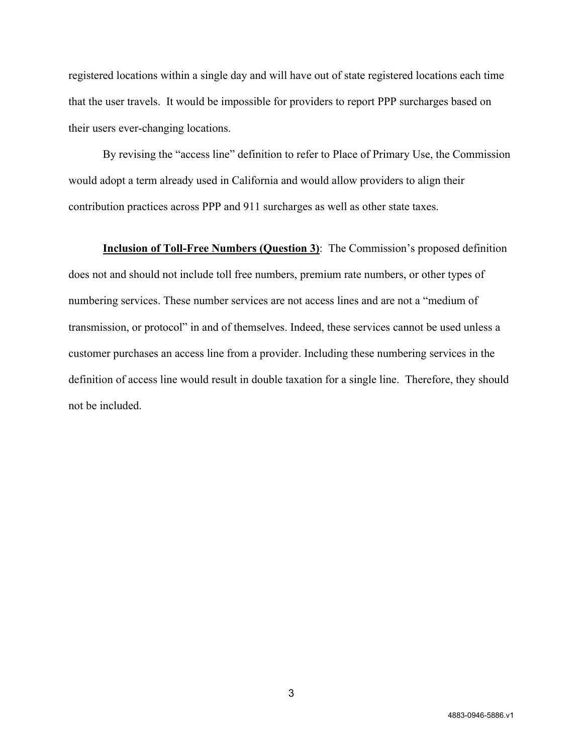registered locations within a single day and will have out of state registered locations each time that the user travels. It would be impossible for providers to report PPP surcharges based on their users ever-changing locations.

By revising the "access line" definition to refer to Place of Primary Use, the Commission would adopt a term already used in California and would allow providers to align their contribution practices across PPP and 911 surcharges as well as other state taxes.

**Inclusion of Toll-Free Numbers (Question 3)**: The Commission's proposed definition does not and should not include toll free numbers, premium rate numbers, or other types of numbering services. These number services are not access lines and are not a "medium of transmission, or protocol" in and of themselves. Indeed, these services cannot be used unless a customer purchases an access line from a provider. Including these numbering services in the definition of access line would result in double taxation for a single line. Therefore, they should not be included.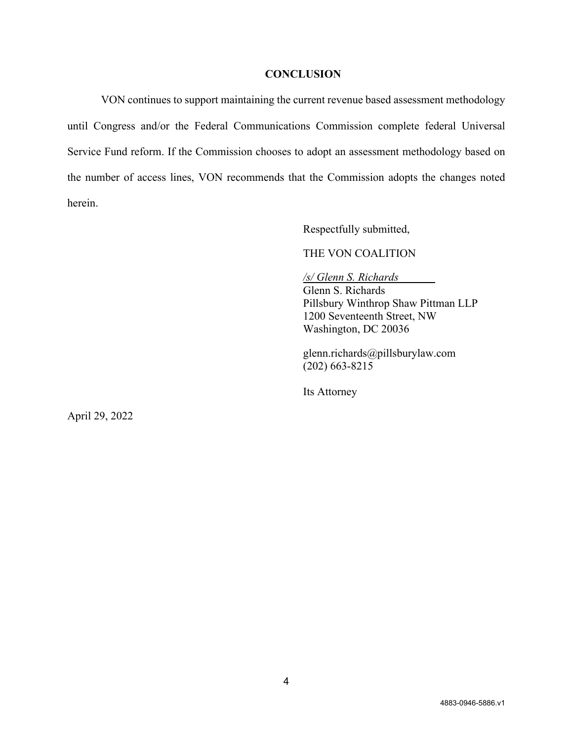## CONCLUSION

VON continues to support maintaining the current revenue based assessment methodology until Congress and/or the Federal Communications Commission complete federal Universal Service Fund reform. If the Commission chooses to adopt an assessment methodology based on the number of access lines, VON recommends that the Commission adopts the changes noted herein.

Respectfully submitted,

THE VON COALITION

*/s/ Glenn S. Richards*
Glenn S. Richards
Pillsbury Winthrop Shaw Pittman LLP
1200 Seventeenth Street, NW
Washington, DC 20036

glenn.richards@pillsburylaw.com
(202) 663-8215

Its Attorney

April 29, 2022

4883-0946-5886.v1